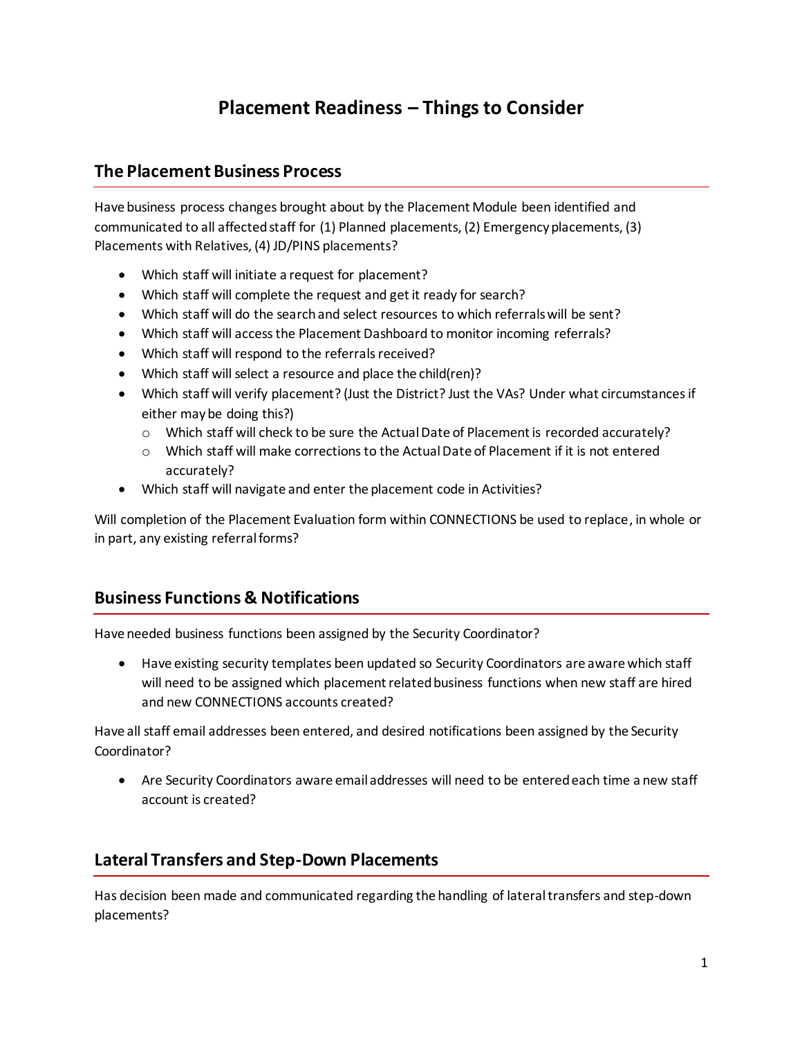# Placement Readiness – Things to Consider

## The Placement Business Process

Have business process changes brought about by the Placement Module been identified and communicated to all affected staff for (1) Planned placements, (2) Emergency placements, (3) Placements with Relatives, (4) JD/PINS placements?

- Which staff will initiate a request for placement?
- Which staff will complete the request and get it ready for search?
- Which staff will do the search and select resources to which referrals will be sent?
- Which staff will access the Placement Dashboard to monitor incoming referrals?
- Which staff will respond to the referrals received?
- Which staff will select a resource and place the child(ren)?
- Which staff will verify placement? (Just the District? Just the VAs? Under what circumstances if either may be doing this?)
  - Which staff will check to be sure the Actual Date of Placement is recorded accurately?
  - Which staff will make corrections to the Actual Date of Placement if it is not entered accurately?
- Which staff will navigate and enter the placement code in Activities?

Will completion of the Placement Evaluation form within CONNECTIONS be used to replace, in whole or in part, any existing referral forms?

## Business Functions & Notifications

Have needed business functions been assigned by the Security Coordinator?

- Have existing security templates been updated so Security Coordinators are aware which staff will need to be assigned which placement related business functions when new staff are hired and new CONNECTIONS accounts created?

Have all staff email addresses been entered, and desired notifications been assigned by the Security Coordinator?

- Are Security Coordinators aware email addresses will need to be entered each time a new staff account is created?

## Lateral Transfers and Step-Down Placements

Has decision been made and communicated regarding the handling of lateral transfers and step-down placements?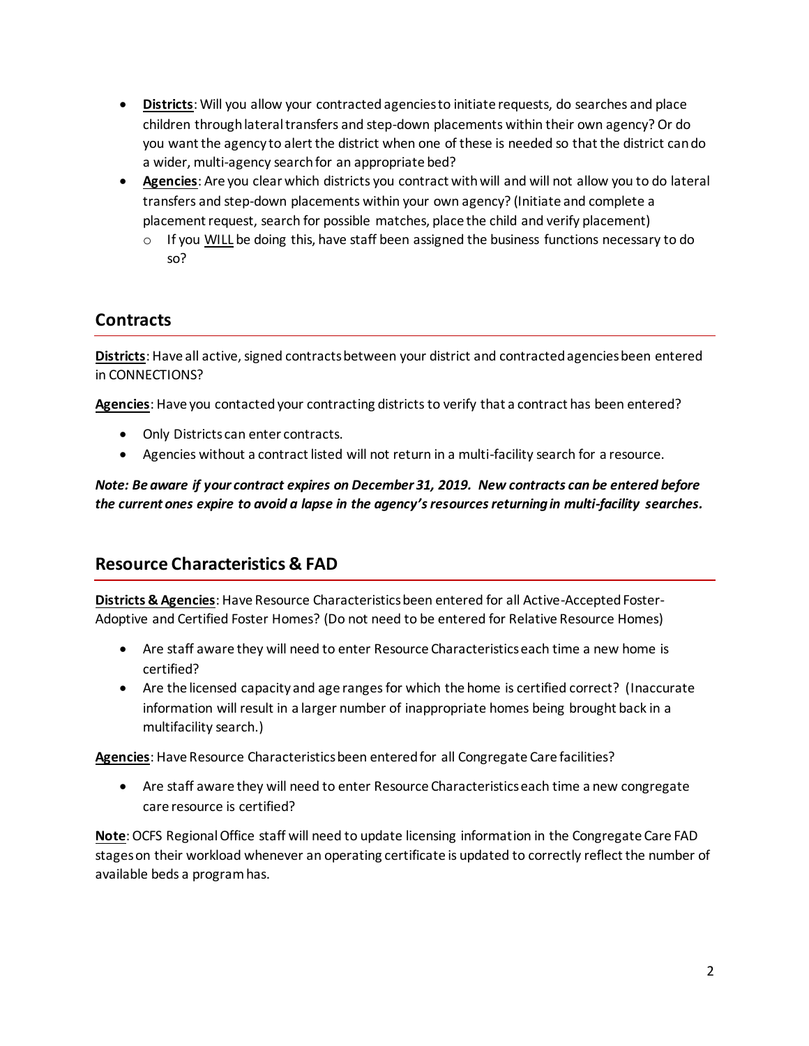- **Districts**: Will you allow your contracted agencies to initiate requests, do searches and place children through lateral transfers and step-down placements within their own agency? Or do you want the agency to alert the district when one of these is needed so that the district can do a wider, multi-agency search for an appropriate bed?
- **Agencies**: Are you clear which districts you contract with will and will not allow you to do lateral transfers and step-down placements within your own agency? (Initiate and complete a placement request, search for possible matches, place the child and verify placement)
  - If you <u>WILL</u> be doing this, have staff been assigned the business functions necessary to do so?

## Contracts

**Districts**: Have all active, signed contracts between your district and contracted agencies been entered in CONNECTIONS?

**Agencies**: Have you contacted your contracting districts to verify that a contract has been entered?

- Only Districts can enter contracts.
- Agencies without a contract listed will not return in a multi-facility search for a resource.

***Note: Be aware if your contract expires on December 31, 2019. New contracts can be entered before the current ones expire to avoid a lapse in the agency's resources returning in multi-facility searches.***

## Resource Characteristics & FAD

**Districts & Agencies**: Have Resource Characteristics been entered for all Active-Accepted Foster-Adoptive and Certified Foster Homes? (Do not need to be entered for Relative Resource Homes)

- Are staff aware they will need to enter Resource Characteristics each time a new home is certified?
- Are the licensed capacity and age ranges for which the home is certified correct? (Inaccurate information will result in a larger number of inappropriate homes being brought back in a multifacility search.)

**Agencies**: Have Resource Characteristics been entered for all Congregate Care facilities?

- Are staff aware they will need to enter Resource Characteristics each time a new congregate care resource is certified?

**Note**: OCFS Regional Office staff will need to update licensing information in the Congregate Care FAD stages on their workload whenever an operating certificate is updated to correctly reflect the number of available beds a program has.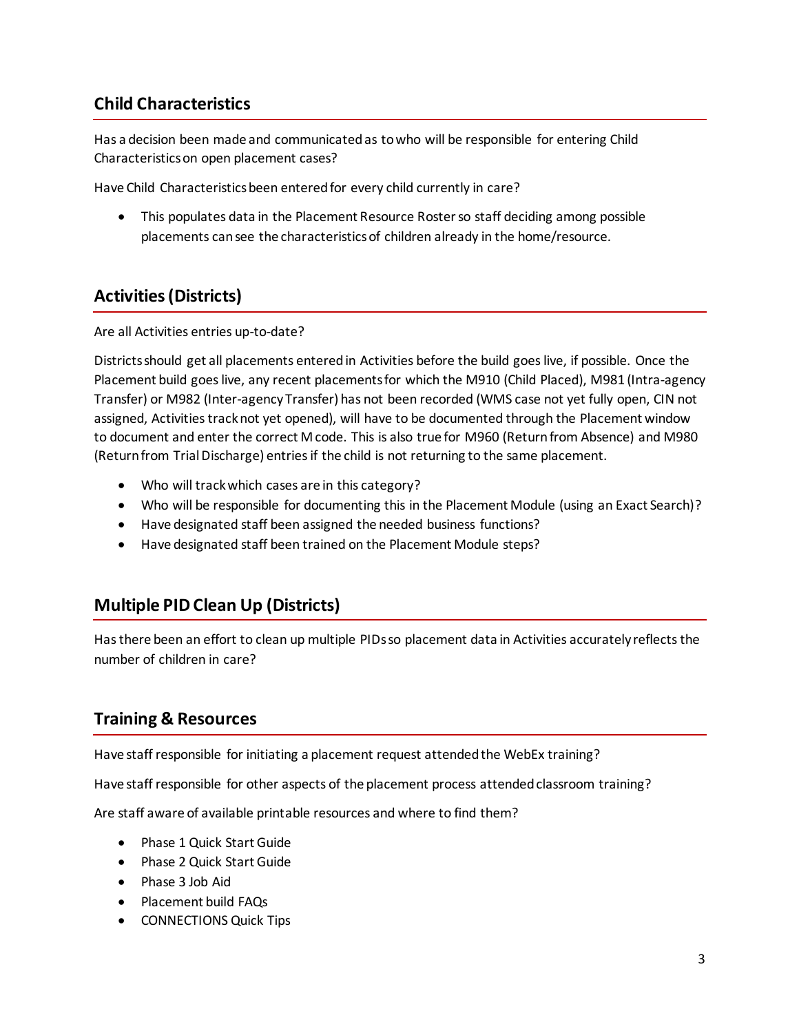## Child Characteristics

Has a decision been made and communicated as to who will be responsible for entering Child Characteristics on open placement cases?

Have Child Characteristics been entered for every child currently in care?

- This populates data in the Placement Resource Roster so staff deciding among possible placements can see the characteristics of children already in the home/resource.

## Activities (Districts)

Are all Activities entries up-to-date?

Districts should get all placements entered in Activities before the build goes live, if possible. Once the Placement build goes live, any recent placements for which the M910 (Child Placed), M981 (Intra-agency Transfer) or M982 (Inter-agency Transfer) has not been recorded (WMS case not yet fully open, CIN not assigned, Activities track not yet opened), will have to be documented through the Placement window to document and enter the correct M code. This is also true for M960 (Return from Absence) and M980 (Return from Trial Discharge) entries if the child is not returning to the same placement.

- Who will track which cases are in this category?
- Who will be responsible for documenting this in the Placement Module (using an Exact Search)?
- Have designated staff been assigned the needed business functions?
- Have designated staff been trained on the Placement Module steps?

## Multiple PID Clean Up (Districts)

Has there been an effort to clean up multiple PIDs so placement data in Activities accurately reflects the number of children in care?

## Training & Resources

Have staff responsible for initiating a placement request attended the WebEx training?

Have staff responsible for other aspects of the placement process attended classroom training?

Are staff aware of available printable resources and where to find them?

- Phase 1 Quick Start Guide
- Phase 2 Quick Start Guide
- Phase 3 Job Aid
- Placement build FAQs
- CONNECTIONS Quick Tips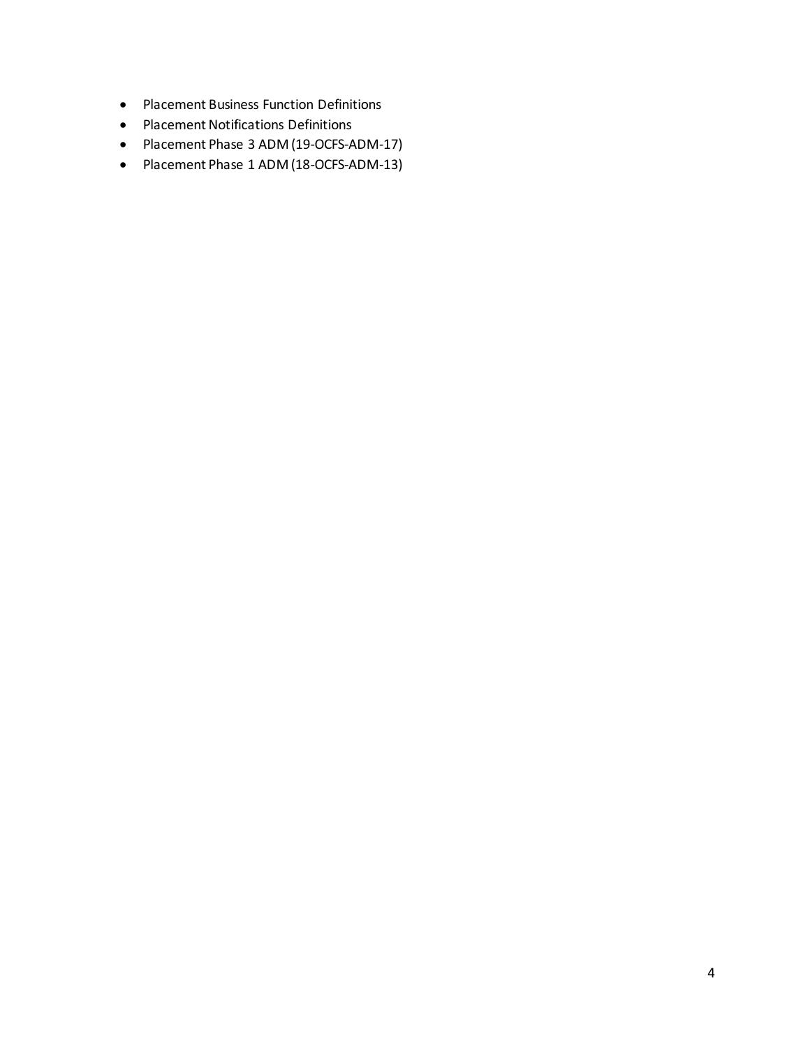- Placement Business Function Definitions
- Placement Notifications Definitions
- Placement Phase 3 ADM (19-OCFS-ADM-17)
- Placement Phase 1 ADM (18-OCFS-ADM-13)